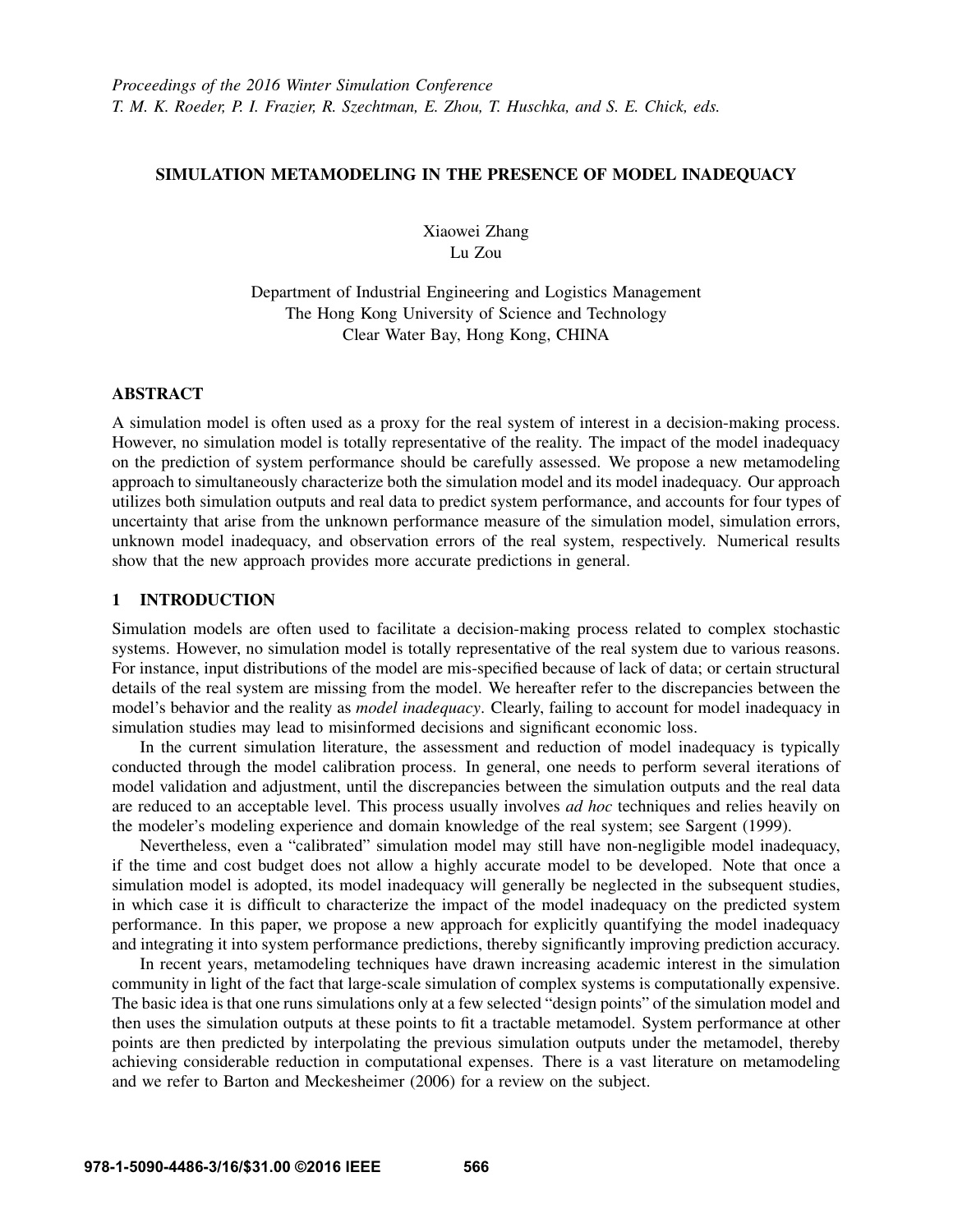# SIMULATION METAMODELING IN THE PRESENCE OF MODEL INADEQUACY

Xiaowei Zhang
Lu Zou

Department of Industrial Engineering and Logistics Management
The Hong Kong University of Science and Technology
Clear Water Bay, Hong Kong, CHINA

## ABSTRACT

A simulation model is often used as a proxy for the real system of interest in a decision-making process. However, no simulation model is totally representative of the reality. The impact of the model inadequacy on the prediction of system performance should be carefully assessed. We propose a new metamodeling approach to simultaneously characterize both the simulation model and its model inadequacy. Our approach utilizes both simulation outputs and real data to predict system performance, and accounts for four types of uncertainty that arise from the unknown performance measure of the simulation model, simulation errors, unknown model inadequacy, and observation errors of the real system, respectively. Numerical results show that the new approach provides more accurate predictions in general.

## 1 INTRODUCTION

Simulation models are often used to facilitate a decision-making process related to complex stochastic systems. However, no simulation model is totally representative of the real system due to various reasons. For instance, input distributions of the model are mis-specified because of lack of data; or certain structural details of the real system are missing from the model. We hereafter refer to the discrepancies between the model's behavior and the reality as *model inadequacy*. Clearly, failing to account for model inadequacy in simulation studies may lead to misinformed decisions and significant economic loss.

In the current simulation literature, the assessment and reduction of model inadequacy is typically conducted through the model calibration process. In general, one needs to perform several iterations of model validation and adjustment, until the discrepancies between the simulation outputs and the real data are reduced to an acceptable level. This process usually involves *ad hoc* techniques and relies heavily on the modeler's modeling experience and domain knowledge of the real system; see Sargent (1999).

Nevertheless, even a "calibrated" simulation model may still have non-negligible model inadequacy, if the time and cost budget does not allow a highly accurate model to be developed. Note that once a simulation model is adopted, its model inadequacy will generally be neglected in the subsequent studies, in which case it is difficult to characterize the impact of the model inadequacy on the predicted system performance. In this paper, we propose a new approach for explicitly quantifying the model inadequacy and integrating it into system performance predictions, thereby significantly improving prediction accuracy.

In recent years, metamodeling techniques have drawn increasing academic interest in the simulation community in light of the fact that large-scale simulation of complex systems is computationally expensive. The basic idea is that one runs simulations only at a few selected "design points" of the simulation model and then uses the simulation outputs at these points to fit a tractable metamodel. System performance at other points are then predicted by interpolating the previous simulation outputs under the metamodel, thereby achieving considerable reduction in computational expenses. There is a vast literature on metamodeling and we refer to Barton and Meckesheimer (2006) for a review on the subject.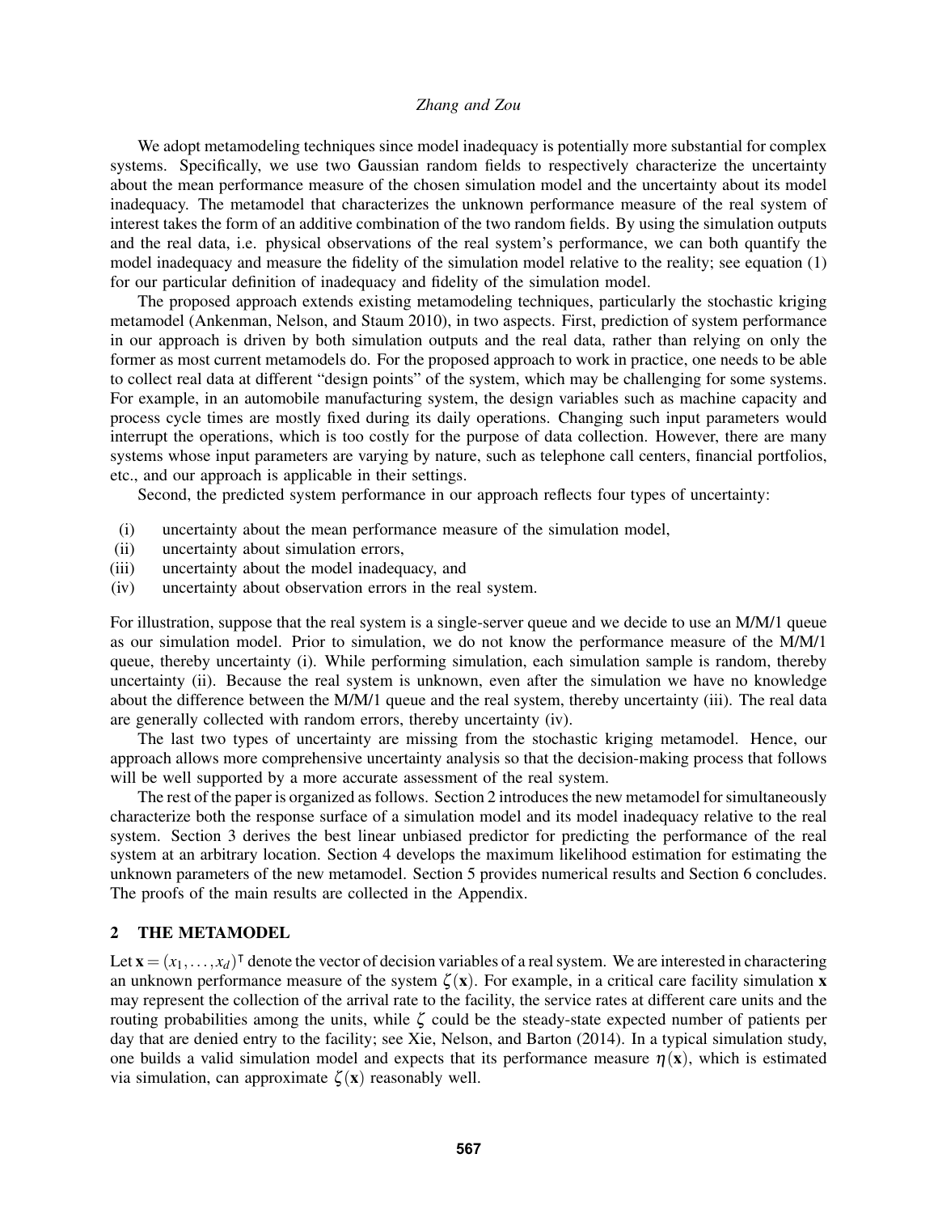We adopt metamodeling techniques since model inadequacy is potentially more substantial for complex systems. Specifically, we use two Gaussian random fields to respectively characterize the uncertainty about the mean performance measure of the chosen simulation model and the uncertainty about its model inadequacy. The metamodel that characterizes the unknown performance measure of the real system of interest takes the form of an additive combination of the two random fields. By using the simulation outputs and the real data, i.e. physical observations of the real system's performance, we can both quantify the model inadequacy and measure the fidelity of the simulation model relative to the reality; see equation (1) for our particular definition of inadequacy and fidelity of the simulation model.

The proposed approach extends existing metamodeling techniques, particularly the stochastic kriging metamodel (Ankenman, Nelson, and Staum 2010), in two aspects. First, prediction of system performance in our approach is driven by both simulation outputs and the real data, rather than relying on only the former as most current metamodels do. For the proposed approach to work in practice, one needs to be able to collect real data at different "design points" of the system, which may be challenging for some systems. For example, in an automobile manufacturing system, the design variables such as machine capacity and process cycle times are mostly fixed during its daily operations. Changing such input parameters would interrupt the operations, which is too costly for the purpose of data collection. However, there are many systems whose input parameters are varying by nature, such as telephone call centers, financial portfolios, etc., and our approach is applicable in their settings.

Second, the predicted system performance in our approach reflects four types of uncertainty:

(i) uncertainty about the mean performance measure of the simulation model,
(ii) uncertainty about simulation errors,
(iii) uncertainty about the model inadequacy, and
(iv) uncertainty about observation errors in the real system.

For illustration, suppose that the real system is a single-server queue and we decide to use an M/M/1 queue as our simulation model. Prior to simulation, we do not know the performance measure of the M/M/1 queue, thereby uncertainty (i). While performing simulation, each simulation sample is random, thereby uncertainty (ii). Because the real system is unknown, even after the simulation we have no knowledge about the difference between the M/M/1 queue and the real system, thereby uncertainty (iii). The real data are generally collected with random errors, thereby uncertainty (iv).

The last two types of uncertainty are missing from the stochastic kriging metamodel. Hence, our approach allows more comprehensive uncertainty analysis so that the decision-making process that follows will be well supported by a more accurate assessment of the real system.

The rest of the paper is organized as follows. Section 2 introduces the new metamodel for simultaneously characterize both the response surface of a simulation model and its model inadequacy relative to the real system. Section 3 derives the best linear unbiased predictor for predicting the performance of the real system at an arbitrary location. Section 4 develops the maximum likelihood estimation for estimating the unknown parameters of the new metamodel. Section 5 provides numerical results and Section 6 concludes. The proofs of the main results are collected in the Appendix.

## 2 THE METAMODEL

Let $\mathbf{x} = (x_1, \ldots, x_d)^\intercal$ denote the vector of decision variables of a real system. We are interested in charactering an unknown performance measure of the system $\zeta(\mathbf{x})$. For example, in a critical care facility simulation $\mathbf{x}$ may represent the collection of the arrival rate to the facility, the service rates at different care units and the routing probabilities among the units, while $\zeta$ could be the steady-state expected number of patients per day that are denied entry to the facility; see Xie, Nelson, and Barton (2014). In a typical simulation study, one builds a valid simulation model and expects that its performance measure $\eta(\mathbf{x})$, which is estimated via simulation, can approximate $\zeta(\mathbf{x})$ reasonably well.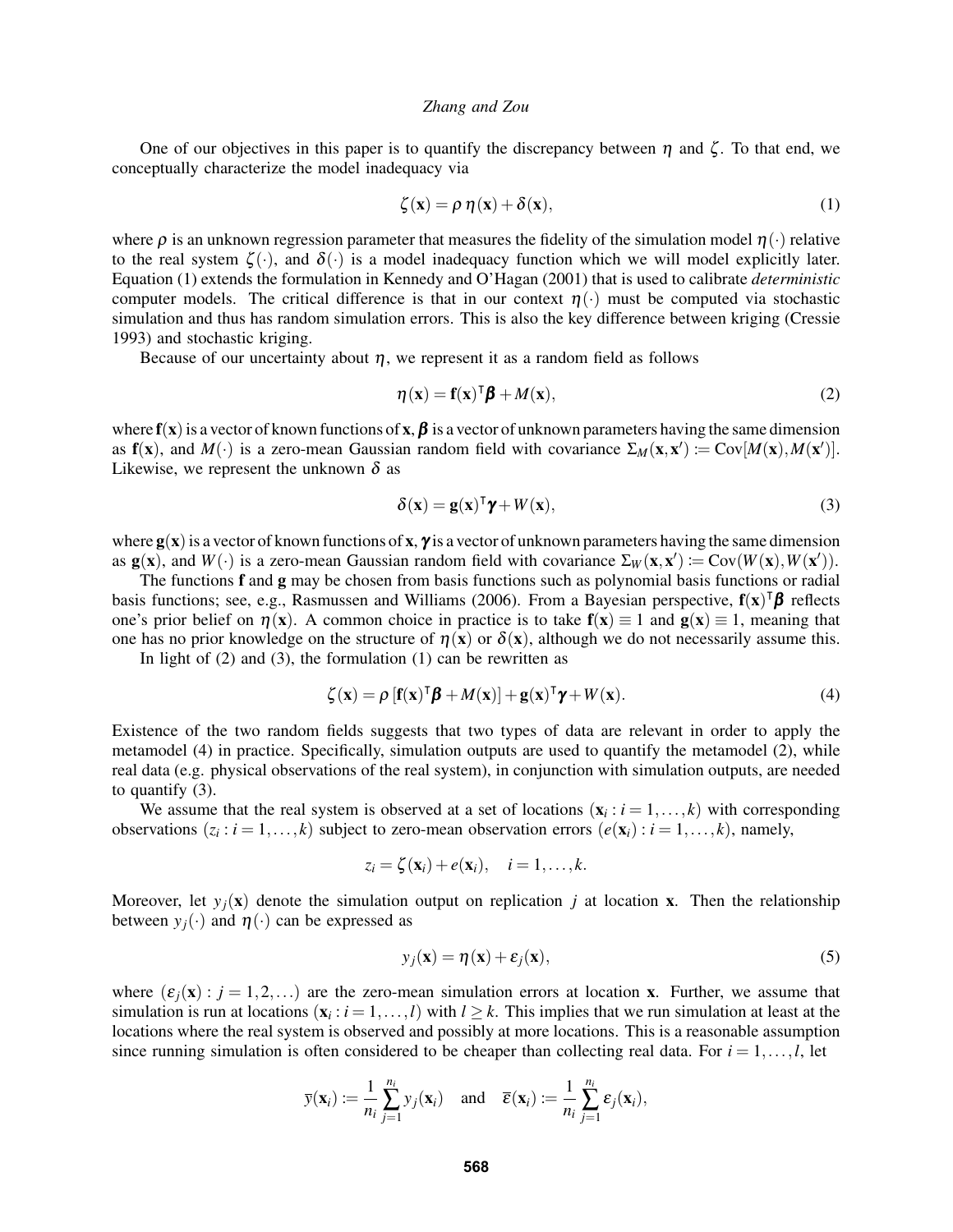One of our objectives in this paper is to quantify the discrepancy between $\eta$ and $\zeta$. To that end, we conceptually characterize the model inadequacy via

$$\zeta(\mathbf{x}) = \rho\,\eta(\mathbf{x}) + \delta(\mathbf{x}), \tag{1}$$

where $\rho$ is an unknown regression parameter that measures the fidelity of the simulation model $\eta(\cdot)$ relative to the real system $\zeta(\cdot)$, and $\delta(\cdot)$ is a model inadequacy function which we will model explicitly later. Equation (1) extends the formulation in Kennedy and O'Hagan (2001) that is used to calibrate *deterministic* computer models. The critical difference is that in our context $\eta(\cdot)$ must be computed via stochastic simulation and thus has random simulation errors. This is also the key difference between kriging (Cressie 1993) and stochastic kriging.

Because of our uncertainty about $\eta$, we represent it as a random field as follows

$$\eta(\mathbf{x}) = \mathbf{f}(\mathbf{x})^{\mathsf{T}}\boldsymbol{\beta} + M(\mathbf{x}), \tag{2}$$

where $\mathbf{f}(\mathbf{x})$ is a vector of known functions of $\mathbf{x}$, $\boldsymbol{\beta}$ is a vector of unknown parameters having the same dimension as $\mathbf{f}(\mathbf{x})$, and $M(\cdot)$ is a zero-mean Gaussian random field with covariance $\Sigma_M(\mathbf{x},\mathbf{x}') := \mathrm{Cov}[M(\mathbf{x}),M(\mathbf{x}')]$. Likewise, we represent the unknown $\delta$ as

$$\delta(\mathbf{x}) = \mathbf{g}(\mathbf{x})^{\mathsf{T}}\boldsymbol{\gamma} + W(\mathbf{x}), \tag{3}$$

where $\mathbf{g}(\mathbf{x})$ is a vector of known functions of $\mathbf{x}$, $\boldsymbol{\gamma}$ is a vector of unknown parameters having the same dimension as $\mathbf{g}(\mathbf{x})$, and $W(\cdot)$ is a zero-mean Gaussian random field with covariance $\Sigma_W(\mathbf{x},\mathbf{x}') := \mathrm{Cov}(W(\mathbf{x}),W(\mathbf{x}'))$.

The functions $\mathbf{f}$ and $\mathbf{g}$ may be chosen from basis functions such as polynomial basis functions or radial basis functions; see, e.g., Rasmussen and Williams (2006). From a Bayesian perspective, $\mathbf{f}(\mathbf{x})^{\mathsf{T}}\boldsymbol{\beta}$ reflects one's prior belief on $\eta(\mathbf{x})$. A common choice in practice is to take $\mathbf{f}(\mathbf{x}) \equiv 1$ and $\mathbf{g}(\mathbf{x}) \equiv 1$, meaning that one has no prior knowledge on the structure of $\eta(\mathbf{x})$ or $\delta(\mathbf{x})$, although we do not necessarily assume this.

In light of (2) and (3), the formulation (1) can be rewritten as

$$\zeta(\mathbf{x}) = \rho\left[\mathbf{f}(\mathbf{x})^{\mathsf{T}}\boldsymbol{\beta} + M(\mathbf{x})\right] + \mathbf{g}(\mathbf{x})^{\mathsf{T}}\boldsymbol{\gamma} + W(\mathbf{x}). \tag{4}$$

Existence of the two random fields suggests that two types of data are relevant in order to apply the metamodel (4) in practice. Specifically, simulation outputs are used to quantify the metamodel (2), while real data (e.g. physical observations of the real system), in conjunction with simulation outputs, are needed to quantify (3).

We assume that the real system is observed at a set of locations $(\mathbf{x}_i : i = 1,\ldots,k)$ with corresponding observations $(z_i : i = 1,\ldots,k)$ subject to zero-mean observation errors $(e(\mathbf{x}_i) : i = 1,\ldots,k)$, namely,

$$z_i = \zeta(\mathbf{x}_i) + e(\mathbf{x}_i), \quad i = 1,\ldots,k.$$

Moreover, let $y_j(\mathbf{x})$ denote the simulation output on replication $j$ at location $\mathbf{x}$. Then the relationship between $y_j(\cdot)$ and $\eta(\cdot)$ can be expressed as

$$y_j(\mathbf{x}) = \eta(\mathbf{x}) + \varepsilon_j(\mathbf{x}), \tag{5}$$

where $(\varepsilon_j(\mathbf{x}) : j = 1,2,\ldots)$ are the zero-mean simulation errors at location $\mathbf{x}$. Further, we assume that simulation is run at locations $(\mathbf{x}_i : i = 1,\ldots,l)$ with $l \geq k$. This implies that we run simulation at least at the locations where the real system is observed and possibly at more locations. This is a reasonable assumption since running simulation is often considered to be cheaper than collecting real data. For $i = 1,\ldots,l$, let

$$\bar{y}(\mathbf{x}_i) := \frac{1}{n_i}\sum_{j=1}^{n_i} y_j(\mathbf{x}_i) \quad \text{and} \quad \bar{\varepsilon}(\mathbf{x}_i) := \frac{1}{n_i}\sum_{j=1}^{n_i} \varepsilon_j(\mathbf{x}_i),$$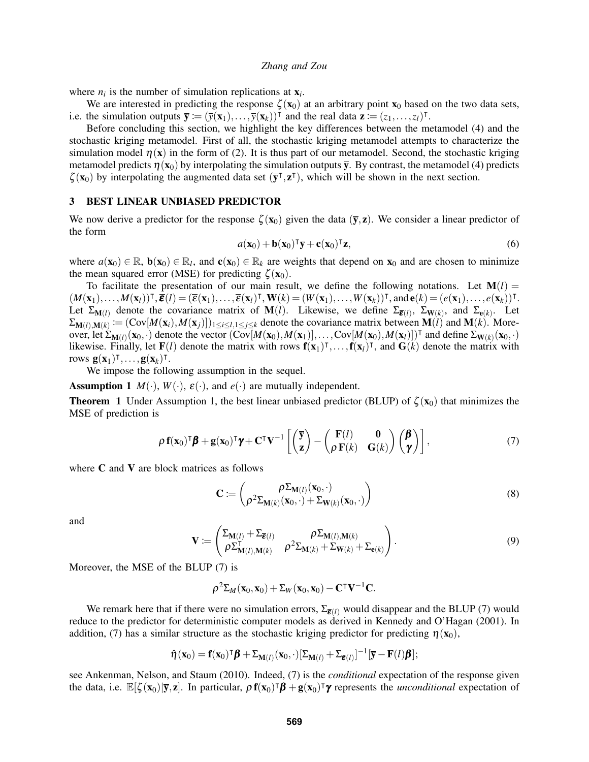where $n_i$ is the number of simulation replications at $\mathbf{x}_i$.

We are interested in predicting the response $\zeta(\mathbf{x}_0)$ at an arbitrary point $\mathbf{x}_0$ based on the two data sets, i.e. the simulation outputs $\overline{\mathbf{y}} := (\overline{y}(\mathbf{x}_1),\dots,\overline{y}(\mathbf{x}_k))^\intercal$ and the real data $\mathbf{z} := (z_1,\dots,z_l)^\intercal$.

Before concluding this section, we highlight the key differences between the metamodel (4) and the stochastic kriging metamodel. First of all, the stochastic kriging metamodel attempts to characterize the simulation model $\eta(\mathbf{x})$ in the form of (2). It is thus part of our metamodel. Second, the stochastic kriging metamodel predicts $\eta(\mathbf{x}_0)$ by interpolating the simulation outputs $\overline{\mathbf{y}}$. By contrast, the metamodel (4) predicts $\zeta(\mathbf{x}_0)$ by interpolating the augmented data set $(\overline{\mathbf{y}}^\intercal, \mathbf{z}^\intercal)$, which will be shown in the next section.

## 3 BEST LINEAR UNBIASED PREDICTOR

We now derive a predictor for the response $\zeta(\mathbf{x}_0)$ given the data $(\overline{\mathbf{y}},\mathbf{z})$. We consider a linear predictor of the form

$$a(\mathbf{x}_0) + \mathbf{b}(\mathbf{x}_0)^\intercal\overline{\mathbf{y}} + \mathbf{c}(\mathbf{x}_0)^\intercal\mathbf{z}, \tag{6}$$

where $a(\mathbf{x}_0)\in\mathbb{R}$, $\mathbf{b}(\mathbf{x}_0)\in\mathbb{R}_l$, and $\mathbf{c}(\mathbf{x}_0)\in\mathbb{R}_k$ are weights that depend on $\mathbf{x}_0$ and are chosen to minimize the mean squared error (MSE) for predicting $\zeta(\mathbf{x}_0)$.

To facilitate the presentation of our main result, we define the following notations. Let $\mathbf{M}(l) = (M(\mathbf{x}_1),\dots,M(\mathbf{x}_l))^\intercal$, $\overline{\boldsymbol{\varepsilon}}(l) = (\overline{\varepsilon}(\mathbf{x}_1),\dots,\overline{\varepsilon}(\mathbf{x}_l))^\intercal$, $\mathbf{W}(k) = (W(\mathbf{x}_1),\dots,W(\mathbf{x}_k))^\intercal$, and $\mathbf{e}(k) = (e(\mathbf{x}_1),\dots,e(\mathbf{x}_k))^\intercal$. Let $\Sigma_{\mathbf{M}(l)}$ denote the covariance matrix of $\mathbf{M}(l)$. Likewise, we define $\Sigma_{\overline{\boldsymbol{\varepsilon}}(l)}$, $\Sigma_{\mathbf{W}(k)}$, and $\Sigma_{\mathbf{e}(k)}$. Let $\Sigma_{\mathbf{M}(l),\mathbf{M}(k)} := (\mathrm{Cov}[M(\mathbf{x}_i),M(\mathbf{x}_j)])_{1\le i\le l,1\le j\le k}$ denote the covariance matrix between $\mathbf{M}(l)$ and $\mathbf{M}(k)$. Moreover, let $\Sigma_{\mathbf{M}(l)}(\mathbf{x}_0,\cdot)$ denote the vector $(\mathrm{Cov}[M(\mathbf{x}_0),M(\mathbf{x}_1)],\dots,\mathrm{Cov}[M(\mathbf{x}_0),M(\mathbf{x}_l)])^\intercal$ and define $\Sigma_{\mathbf{W}(k)}(\mathbf{x}_0,\cdot)$ likewise. Finally, let $\mathbf{F}(l)$ denote the matrix with rows $\mathbf{f}(\mathbf{x}_1)^\intercal,\dots,\mathbf{f}(\mathbf{x}_l)^\intercal$, and $\mathbf{G}(k)$ denote the matrix with rows $\mathbf{g}(\mathbf{x}_1)^\intercal,\dots,\mathbf{g}(\mathbf{x}_k)^\intercal$.

We impose the following assumption in the sequel.

**Assumption 1** $M(\cdot)$, $W(\cdot)$, $\varepsilon(\cdot)$, and $e(\cdot)$ are mutually independent.

**Theorem 1** Under Assumption 1, the best linear unbiased predictor (BLUP) of $\zeta(\mathbf{x}_0)$ that minimizes the MSE of prediction is

$$\rho\,\mathbf{f}(\mathbf{x}_0)^\intercal\boldsymbol{\beta} + \mathbf{g}(\mathbf{x}_0)^\intercal\boldsymbol{\gamma} + \mathbf{C}^\intercal\mathbf{V}^{-1}\left[\begin{pmatrix}\overline{\mathbf{y}}\\ \mathbf{z}\end{pmatrix} - \begin{pmatrix}\mathbf{F}(l) & \mathbf{0}\\ \rho\,\mathbf{F}(k) & \mathbf{G}(k)\end{pmatrix}\begin{pmatrix}\boldsymbol{\beta}\\ \boldsymbol{\gamma}\end{pmatrix}\right], \tag{7}$$

where $\mathbf{C}$ and $\mathbf{V}$ are block matrices as follows

$$\mathbf{C} := \begin{pmatrix}\rho\Sigma_{\mathbf{M}(l)}(\mathbf{x}_0,\cdot)\\ \rho^2\Sigma_{\mathbf{M}(k)}(\mathbf{x}_0,\cdot) + \Sigma_{\mathbf{W}(k)}(\mathbf{x}_0,\cdot)\end{pmatrix} \tag{8}$$

and

$$\mathbf{V} := \begin{pmatrix}\Sigma_{\mathbf{M}(l)} + \Sigma_{\overline{\boldsymbol{\varepsilon}}(l)} & \rho\Sigma_{\mathbf{M}(l),\mathbf{M}(k)}\\ \rho\Sigma_{\mathbf{M}(l),\mathbf{M}(k)}^\intercal & \rho^2\Sigma_{\mathbf{M}(k)} + \Sigma_{\mathbf{W}(k)} + \Sigma_{\mathbf{e}(k)}\end{pmatrix}. \tag{9}$$

Moreover, the MSE of the BLUP (7) is

$$\rho^2\Sigma_M(\mathbf{x}_0,\mathbf{x}_0) + \Sigma_W(\mathbf{x}_0,\mathbf{x}_0) - \mathbf{C}^\intercal\mathbf{V}^{-1}\mathbf{C}.$$

We remark here that if there were no simulation errors, $\Sigma_{\overline{\boldsymbol{\varepsilon}}(l)}$ would disappear and the BLUP (7) would reduce to the predictor for deterministic computer models as derived in Kennedy and O'Hagan (2001). In addition, (7) has a similar structure as the stochastic kriging predictor for predicting $\eta(\mathbf{x}_0)$,

$$\hat{\eta}(\mathbf{x}_0) = \mathbf{f}(\mathbf{x}_0)^\intercal\boldsymbol{\beta} + \Sigma_{\mathbf{M}(l)}(\mathbf{x}_0,\cdot)[\Sigma_{\mathbf{M}(l)} + \Sigma_{\overline{\boldsymbol{\varepsilon}}(l)}]^{-1}[\overline{\mathbf{y}} - \mathbf{F}(l)\boldsymbol{\beta}];$$

see Ankenman, Nelson, and Staum (2010). Indeed, (7) is the *conditional* expectation of the response given the data, i.e. $\mathbb{E}[\zeta(\mathbf{x}_0)|\overline{\mathbf{y}},\mathbf{z}]$. In particular, $\rho\,\mathbf{f}(\mathbf{x}_0)^\intercal\boldsymbol{\beta} + \mathbf{g}(\mathbf{x}_0)^\intercal\boldsymbol{\gamma}$ represents the *unconditional* expectation of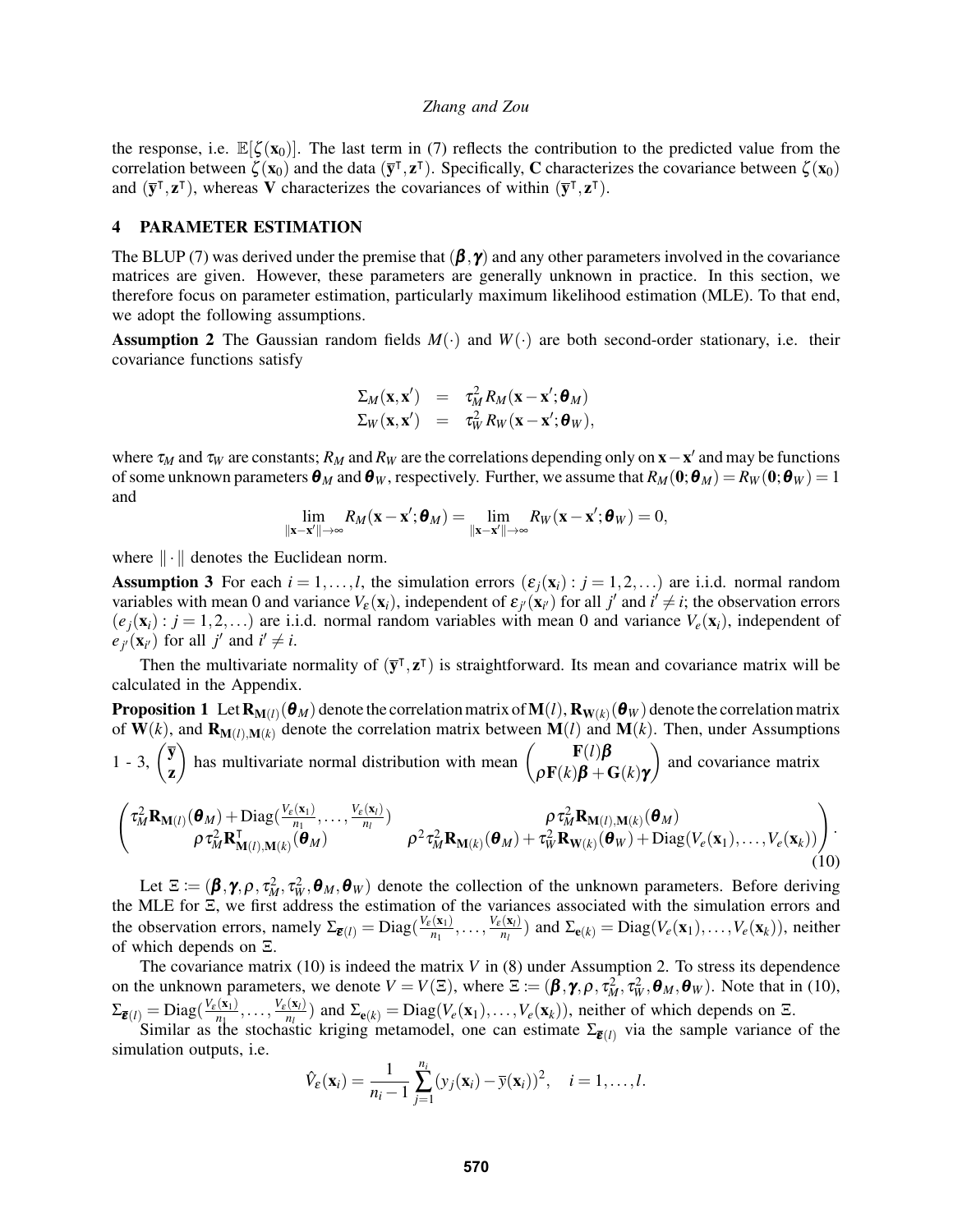the response, i.e. $\mathbb{E}[\zeta(\mathbf{x}_0)]$. The last term in (7) reflects the contribution to the predicted value from the correlation between $\zeta(\mathbf{x}_0)$ and the data $(\bar{\mathbf{y}}^\intercal, \mathbf{z}^\intercal)$. Specifically, $\mathbf{C}$ characterizes the covariance between $\zeta(\mathbf{x}_0)$ and $(\bar{\mathbf{y}}^\intercal, \mathbf{z}^\intercal)$, whereas $\mathbf{V}$ characterizes the covariances of within $(\bar{\mathbf{y}}^\intercal, \mathbf{z}^\intercal)$.

## 4 PARAMETER ESTIMATION

The BLUP (7) was derived under the premise that $(\boldsymbol{\beta}, \boldsymbol{\gamma})$ and any other parameters involved in the covariance matrices are given. However, these parameters are generally unknown in practice. In this section, we therefore focus on parameter estimation, particularly maximum likelihood estimation (MLE). To that end, we adopt the following assumptions.

**Assumption 2** The Gaussian random fields $M(\cdot)$ and $W(\cdot)$ are both second-order stationary, i.e. their covariance functions satisfy

$$
\begin{aligned}
\Sigma_M(\mathbf{x}, \mathbf{x}') &= \tau_M^2 R_M(\mathbf{x} - \mathbf{x}'; \boldsymbol{\theta}_M) \\
\Sigma_W(\mathbf{x}, \mathbf{x}') &= \tau_W^2 R_W(\mathbf{x} - \mathbf{x}'; \boldsymbol{\theta}_W),
\end{aligned}
$$

where $\tau_M$ and $\tau_W$ are constants; $R_M$ and $R_W$ are the correlations depending only on $\mathbf{x} - \mathbf{x}'$ and may be functions of some unknown parameters $\boldsymbol{\theta}_M$ and $\boldsymbol{\theta}_W$, respectively. Further, we assume that $R_M(\mathbf{0}; \boldsymbol{\theta}_M) = R_W(\mathbf{0}; \boldsymbol{\theta}_W) = 1$ and

$$
\lim_{\|\mathbf{x}-\mathbf{x}'\| \to \infty} R_M(\mathbf{x} - \mathbf{x}'; \boldsymbol{\theta}_M) = \lim_{\|\mathbf{x}-\mathbf{x}'\| \to \infty} R_W(\mathbf{x} - \mathbf{x}'; \boldsymbol{\theta}_W) = 0,
$$

where $\|\cdot\|$ denotes the Euclidean norm.

**Assumption 3** For each $i = 1, \ldots, l$, the simulation errors $(\varepsilon_j(\mathbf{x}_i) : j = 1, 2, \ldots)$ are i.i.d. normal random variables with mean 0 and variance $V_\varepsilon(\mathbf{x}_i)$, independent of $\varepsilon_{j'}(\mathbf{x}_{i'})$ for all $j'$ and $i' \neq i$; the observation errors $(e_j(\mathbf{x}_i) : j = 1, 2, \ldots)$ are i.i.d. normal random variables with mean 0 and variance $V_e(\mathbf{x}_i)$, independent of $e_{j'}(\mathbf{x}_{i'})$ for all $j'$ and $i' \neq i$.

Then the multivariate normality of $(\bar{\mathbf{y}}^\intercal, \mathbf{z}^\intercal)$ is straightforward. Its mean and covariance matrix will be calculated in the Appendix.

**Proposition 1** Let $\mathbf{R}_{\mathbf{M}(l)}(\boldsymbol{\theta}_M)$ denote the correlation matrix of $\mathbf{M}(l)$, $\mathbf{R}_{\mathbf{W}(k)}(\boldsymbol{\theta}_W)$ denote the correlation matrix of $\mathbf{W}(k)$, and $\mathbf{R}_{\mathbf{M}(l),\mathbf{M}(k)}$ denote the correlation matrix between $\mathbf{M}(l)$ and $\mathbf{M}(k)$. Then, under Assumptions 1 - 3, $\begin{pmatrix} \bar{\mathbf{y}} \\ \mathbf{z} \end{pmatrix}$ has multivariate normal distribution with mean $\begin{pmatrix} \mathbf{F}(l)\boldsymbol{\beta} \\ \rho \mathbf{F}(k)\boldsymbol{\beta} + \mathbf{G}(k)\boldsymbol{\gamma} \end{pmatrix}$ and covariance matrix

$$
\begin{pmatrix}
\tau_M^2 \mathbf{R}_{\mathbf{M}(l)}(\boldsymbol{\theta}_M) + \mathrm{Diag}(\frac{V_\varepsilon(\mathbf{x}_1)}{n_1}, \ldots, \frac{V_\varepsilon(\mathbf{x}_l)}{n_l}) & \rho \tau_M^2 \mathbf{R}_{\mathbf{M}(l),\mathbf{M}(k)}(\boldsymbol{\theta}_M) \\
\rho \tau_M^2 \mathbf{R}_{\mathbf{M}(l),\mathbf{M}(k)}^\intercal(\boldsymbol{\theta}_M) & \rho^2 \tau_M^2 \mathbf{R}_{\mathbf{M}(k)}(\boldsymbol{\theta}_M) + \tau_W^2 \mathbf{R}_{\mathbf{W}(k)}(\boldsymbol{\theta}_W) + \mathrm{Diag}(V_e(\mathbf{x}_1), \ldots, V_e(\mathbf{x}_k))
\end{pmatrix}. \tag{10}
$$

Let $\Xi := (\boldsymbol{\beta}, \boldsymbol{\gamma}, \rho, \tau_M^2, \tau_W^2, \boldsymbol{\theta}_M, \boldsymbol{\theta}_W)$ denote the collection of the unknown parameters. Before deriving the MLE for $\Xi$, we first address the estimation of the variances associated with the simulation errors and the observation errors, namely $\Sigma_{\bar{\boldsymbol{\varepsilon}}(l)} = \mathrm{Diag}(\frac{V_\varepsilon(\mathbf{x}_1)}{n_1}, \ldots, \frac{V_\varepsilon(\mathbf{x}_l)}{n_l})$ and $\Sigma_{\mathbf{e}(k)} = \mathrm{Diag}(V_e(\mathbf{x}_1), \ldots, V_e(\mathbf{x}_k))$, neither of which depends on $\Xi$.

The covariance matrix (10) is indeed the matrix $V$ in (8) under Assumption 2. To stress its dependence on the unknown parameters, we denote $V = V(\Xi)$, where $\Xi := (\boldsymbol{\beta}, \boldsymbol{\gamma}, \rho, \tau_M^2, \tau_W^2, \boldsymbol{\theta}_M, \boldsymbol{\theta}_W)$. Note that in (10), $\Sigma_{\bar{\boldsymbol{\varepsilon}}(l)} = \mathrm{Diag}(\frac{V_\varepsilon(\mathbf{x}_1)}{n_1}, \ldots, \frac{V_\varepsilon(\mathbf{x}_l)}{n_l})$ and $\Sigma_{\mathbf{e}(k)} = \mathrm{Diag}(V_e(\mathbf{x}_1), \ldots, V_e(\mathbf{x}_k))$, neither of which depends on $\Xi$.

Similar as the stochastic kriging metamodel, one can estimate $\Sigma_{\bar{\boldsymbol{\varepsilon}}(l)}$ via the sample variance of the simulation outputs, i.e.

$$
\hat{V}_\varepsilon(\mathbf{x}_i) = \frac{1}{n_i - 1} \sum_{j=1}^{n_i} (y_j(\mathbf{x}_i) - \bar{y}(\mathbf{x}_i))^2, \quad i = 1, \ldots, l.
$$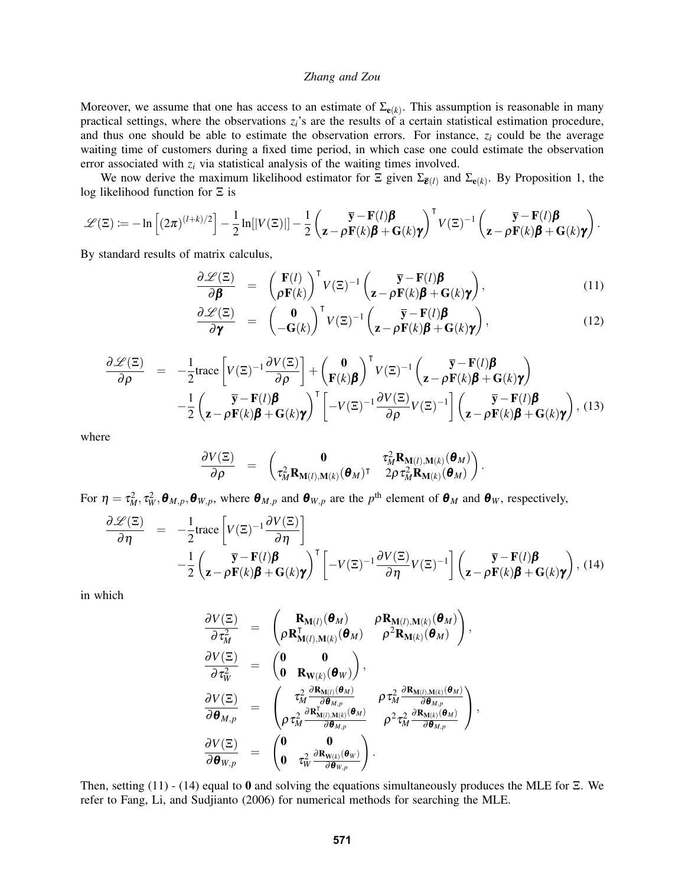Moreover, we assume that one has access to an estimate of $\Sigma_{\mathbf{e}(k)}$. This assumption is reasonable in many practical settings, where the observations $z_i$'s are the results of a certain statistical estimation procedure, and thus one should be able to estimate the observation errors. For instance, $z_i$ could be the average waiting time of customers during a fixed time period, in which case one could estimate the observation error associated with $z_i$ via statistical analysis of the waiting times involved.

We now derive the maximum likelihood estimator for $\Xi$ given $\Sigma_{\bar{\boldsymbol{\varepsilon}}(l)}$ and $\Sigma_{\mathbf{e}(k)}$. By Proposition 1, the log likelihood function for $\Xi$ is

$$\mathscr{L}(\Xi) := -\ln\left[(2\pi)^{(l+k)/2}\right] - \frac{1}{2}\ln[|V(\Xi)|] - \frac{1}{2}\begin{pmatrix} \bar{\mathbf{y}} - \mathbf{F}(l)\boldsymbol{\beta} \\ \mathbf{z} - \rho\mathbf{F}(k)\boldsymbol{\beta} + \mathbf{G}(k)\boldsymbol{\gamma} \end{pmatrix}^{\intercal} V(\Xi)^{-1}\begin{pmatrix} \bar{\mathbf{y}} - \mathbf{F}(l)\boldsymbol{\beta} \\ \mathbf{z} - \rho\mathbf{F}(k)\boldsymbol{\beta} + \mathbf{G}(k)\boldsymbol{\gamma} \end{pmatrix}.$$

By standard results of matrix calculus,

$$\frac{\partial \mathscr{L}(\Xi)}{\partial \boldsymbol{\beta}} = \begin{pmatrix} \mathbf{F}(l) \\ \rho\mathbf{F}(k) \end{pmatrix}^{\intercal} V(\Xi)^{-1}\begin{pmatrix} \bar{\mathbf{y}} - \mathbf{F}(l)\boldsymbol{\beta} \\ \mathbf{z} - \rho\mathbf{F}(k)\boldsymbol{\beta} + \mathbf{G}(k)\boldsymbol{\gamma} \end{pmatrix}, \tag{11}$$

$$\frac{\partial \mathscr{L}(\Xi)}{\partial \boldsymbol{\gamma}} = \begin{pmatrix} \mathbf{0} \\ -\mathbf{G}(k) \end{pmatrix}^{\intercal} V(\Xi)^{-1}\begin{pmatrix} \bar{\mathbf{y}} - \mathbf{F}(l)\boldsymbol{\beta} \\ \mathbf{z} - \rho\mathbf{F}(k)\boldsymbol{\beta} + \mathbf{G}(k)\boldsymbol{\gamma} \end{pmatrix}, \tag{12}$$

$$\begin{aligned} \frac{\partial \mathscr{L}(\Xi)}{\partial \rho} = & -\frac{1}{2}\text{trace}\left[V(\Xi)^{-1}\frac{\partial V(\Xi)}{\partial \rho}\right] + \begin{pmatrix} \mathbf{0} \\ \mathbf{F}(k)\boldsymbol{\beta} \end{pmatrix}^{\intercal} V(\Xi)^{-1}\begin{pmatrix} \bar{\mathbf{y}} - \mathbf{F}(l)\boldsymbol{\beta} \\ \mathbf{z} - \rho\mathbf{F}(k)\boldsymbol{\beta} + \mathbf{G}(k)\boldsymbol{\gamma} \end{pmatrix} \\ & -\frac{1}{2}\begin{pmatrix} \bar{\mathbf{y}} - \mathbf{F}(l)\boldsymbol{\beta} \\ \mathbf{z} - \rho\mathbf{F}(k)\boldsymbol{\beta} + \mathbf{G}(k)\boldsymbol{\gamma} \end{pmatrix}^{\intercal}\left[-V(\Xi)^{-1}\frac{\partial V(\Xi)}{\partial \rho}V(\Xi)^{-1}\right]\begin{pmatrix} \bar{\mathbf{y}} - \mathbf{F}(l)\boldsymbol{\beta} \\ \mathbf{z} - \rho\mathbf{F}(k)\boldsymbol{\beta} + \mathbf{G}(k)\boldsymbol{\gamma} \end{pmatrix}, \end{aligned} \tag{13}$$

where

$$\frac{\partial V(\Xi)}{\partial \rho} = \begin{pmatrix} \mathbf{0} & \tau_M^2\mathbf{R}_{\mathbf{M}(l),\mathbf{M}(k)}(\boldsymbol{\theta}_M) \\ \tau_M^2\mathbf{R}_{\mathbf{M}(l),\mathbf{M}(k)}(\boldsymbol{\theta}_M)^{\intercal} & 2\rho\tau_M^2\mathbf{R}_{\mathbf{M}(k)}(\boldsymbol{\theta}_M) \end{pmatrix}.$$

For $\eta = \tau_M^2, \tau_W^2, \boldsymbol{\theta}_{M,p}, \boldsymbol{\theta}_{W,p}$, where $\boldsymbol{\theta}_{M,p}$ and $\boldsymbol{\theta}_{W,p}$ are the $p^{\text{th}}$ element of $\boldsymbol{\theta}_M$ and $\boldsymbol{\theta}_W$, respectively,

$$\begin{aligned} \frac{\partial \mathscr{L}(\Xi)}{\partial \eta} = & -\frac{1}{2}\text{trace}\left[V(\Xi)^{-1}\frac{\partial V(\Xi)}{\partial \eta}\right] \\ & -\frac{1}{2}\begin{pmatrix} \bar{\mathbf{y}} - \mathbf{F}(l)\boldsymbol{\beta} \\ \mathbf{z} - \rho\mathbf{F}(k)\boldsymbol{\beta} + \mathbf{G}(k)\boldsymbol{\gamma} \end{pmatrix}^{\intercal}\left[-V(\Xi)^{-1}\frac{\partial V(\Xi)}{\partial \eta}V(\Xi)^{-1}\right]\begin{pmatrix} \bar{\mathbf{y}} - \mathbf{F}(l)\boldsymbol{\beta} \\ \mathbf{z} - \rho\mathbf{F}(k)\boldsymbol{\beta} + \mathbf{G}(k)\boldsymbol{\gamma} \end{pmatrix}, \end{aligned} \tag{14}$$

in which

$$\frac{\partial V(\Xi)}{\partial \tau_M^2} = \begin{pmatrix} \mathbf{R}_{\mathbf{M}(l)}(\boldsymbol{\theta}_M) & \rho\mathbf{R}_{\mathbf{M}(l),\mathbf{M}(k)}(\boldsymbol{\theta}_M) \\ \rho\mathbf{R}_{\mathbf{M}(l),\mathbf{M}(k)}^{\intercal}(\boldsymbol{\theta}_M) & \rho^2\mathbf{R}_{\mathbf{M}(k)}(\boldsymbol{\theta}_M) \end{pmatrix},$$

$$\frac{\partial V(\Xi)}{\partial \tau_W^2} = \begin{pmatrix} \mathbf{0} & \mathbf{0} \\ \mathbf{0} & \mathbf{R}_{\mathbf{W}(k)}(\boldsymbol{\theta}_W) \end{pmatrix},$$

$$\frac{\partial V(\Xi)}{\partial \boldsymbol{\theta}_{M,p}} = \begin{pmatrix} \tau_M^2\frac{\partial \mathbf{R}_{\mathbf{M}(l)}(\boldsymbol{\theta}_M)}{\partial \boldsymbol{\theta}_{M,p}} & \rho\tau_M^2\frac{\partial \mathbf{R}_{\mathbf{M}(l),\mathbf{M}(k)}(\boldsymbol{\theta}_M)}{\partial \boldsymbol{\theta}_{M,p}} \\ \rho\tau_M^2\frac{\partial \mathbf{R}_{\mathbf{M}(l),\mathbf{M}(k)}^{\intercal}(\boldsymbol{\theta}_M)}{\partial \boldsymbol{\theta}_{M,p}} & \rho^2\tau_M^2\frac{\partial \mathbf{R}_{\mathbf{M}(k)}(\boldsymbol{\theta}_M)}{\partial \boldsymbol{\theta}_{M,p}} \end{pmatrix},$$

$$\frac{\partial V(\Xi)}{\partial \boldsymbol{\theta}_{W,p}} = \begin{pmatrix} \mathbf{0} & \mathbf{0} \\ \mathbf{0} & \tau_W^2\frac{\partial \mathbf{R}_{\mathbf{W}(k)}(\boldsymbol{\theta}_W)}{\partial \boldsymbol{\theta}_{W,p}} \end{pmatrix}.$$

Then, setting (11) - (14) equal to $\mathbf{0}$ and solving the equations simultaneously produces the MLE for $\Xi$. We refer to Fang, Li, and Sudjianto (2006) for numerical methods for searching the MLE.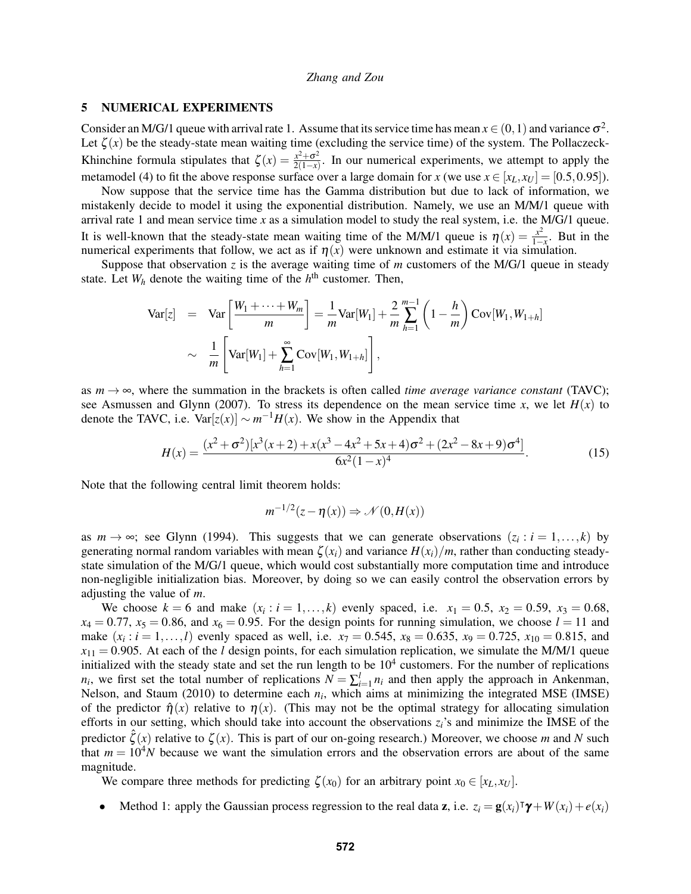## 5 NUMERICAL EXPERIMENTS

Consider an M/G/1 queue with arrival rate 1. Assume that its service time has mean $x \in (0,1)$ and variance $\sigma^2$. Let $\zeta(x)$ be the steady-state mean waiting time (excluding the service time) of the system. The Pollaczeck-Khinchine formula stipulates that $\zeta(x) = \frac{x^2+\sigma^2}{2(1-x)}$. In our numerical experiments, we attempt to apply the metamodel (4) to fit the above response surface over a large domain for $x$ (we use $x \in [x_L, x_U] = [0.5, 0.95]$).

Now suppose that the service time has the Gamma distribution but due to lack of information, we mistakenly decide to model it using the exponential distribution. Namely, we use an M/M/1 queue with arrival rate 1 and mean service time $x$ as a simulation model to study the real system, i.e. the M/G/1 queue. It is well-known that the steady-state mean waiting time of the M/M/1 queue is $\eta(x) = \frac{x^2}{1-x}$. But in the numerical experiments that follow, we act as if $\eta(x)$ were unknown and estimate it via simulation.

Suppose that observation $z$ is the average waiting time of $m$ customers of the M/G/1 queue in steady state. Let $W_h$ denote the waiting time of the $h^{\text{th}}$ customer. Then,

$$
\begin{aligned}
\text{Var}[z] &= \text{Var}\left[\frac{W_1 + \cdots + W_m}{m}\right] = \frac{1}{m}\text{Var}[W_1] + \frac{2}{m}\sum_{h=1}^{m-1}\left(1 - \frac{h}{m}\right)\text{Cov}[W_1, W_{1+h}] \\
&\sim \frac{1}{m}\left[\text{Var}[W_1] + \sum_{h=1}^{\infty}\text{Cov}[W_1, W_{1+h}]\right],
\end{aligned}
$$

as $m \to \infty$, where the summation in the brackets is often called *time average variance constant* (TAVC); see Asmussen and Glynn (2007). To stress its dependence on the mean service time $x$, we let $H(x)$ to denote the TAVC, i.e. $\text{Var}[z(x)] \sim m^{-1}H(x)$. We show in the Appendix that

$$
H(x) = \frac{(x^2+\sigma^2)[x^3(x+2) + x(x^3 - 4x^2 + 5x + 4)\sigma^2 + (2x^2 - 8x + 9)\sigma^4]}{6x^2(1-x)^4}. \tag{15}
$$

Note that the following central limit theorem holds:

$$
m^{-1/2}(z - \eta(x)) \Rightarrow \mathcal{N}(0, H(x))
$$

as $m \to \infty$; see Glynn (1994). This suggests that we can generate observations $(z_i : i = 1, \ldots, k)$ by generating normal random variables with mean $\zeta(x_i)$ and variance $H(x_i)/m$, rather than conducting steady-state simulation of the M/G/1 queue, which would cost substantially more computation time and introduce non-negligible initialization bias. Moreover, by doing so we can easily control the observation errors by adjusting the value of $m$.

We choose $k = 6$ and make $(x_i : i = 1, \ldots, k)$ evenly spaced, i.e. $x_1 = 0.5$, $x_2 = 0.59$, $x_3 = 0.68$, $x_4 = 0.77$, $x_5 = 0.86$, and $x_6 = 0.95$. For the design points for running simulation, we choose $l = 11$ and make $(x_i : i = 1, \ldots, l)$ evenly spaced as well, i.e. $x_7 = 0.545$, $x_8 = 0.635$, $x_9 = 0.725$, $x_{10} = 0.815$, and $x_{11} = 0.905$. At each of the $l$ design points, for each simulation replication, we simulate the M/M/1 queue initialized with the steady state and set the run length to be $10^4$ customers. For the number of replications $n_i$, we first set the total number of replications $N = \sum_{i=1}^{l} n_i$ and then apply the approach in Ankenman, Nelson, and Staum (2010) to determine each $n_i$, which aims at minimizing the integrated MSE (IMSE) of the predictor $\hat{\eta}(x)$ relative to $\eta(x)$. (This may not be the optimal strategy for allocating simulation efforts in our setting, which should take into account the observations $z_i$'s and minimize the IMSE of the predictor $\hat{\zeta}(x)$ relative to $\zeta(x)$. This is part of our on-going research.) Moreover, we choose $m$ and $N$ such that $m = 10^4 N$ because we want the simulation errors and the observation errors are about of the same magnitude.

We compare three methods for predicting $\zeta(x_0)$ for an arbitrary point $x_0 \in [x_L, x_U]$.

- Method 1: apply the Gaussian process regression to the real data $\mathbf{z}$, i.e. $z_i = \mathbf{g}(x_i)^\intercal \boldsymbol{\gamma} + W(x_i) + e(x_i)$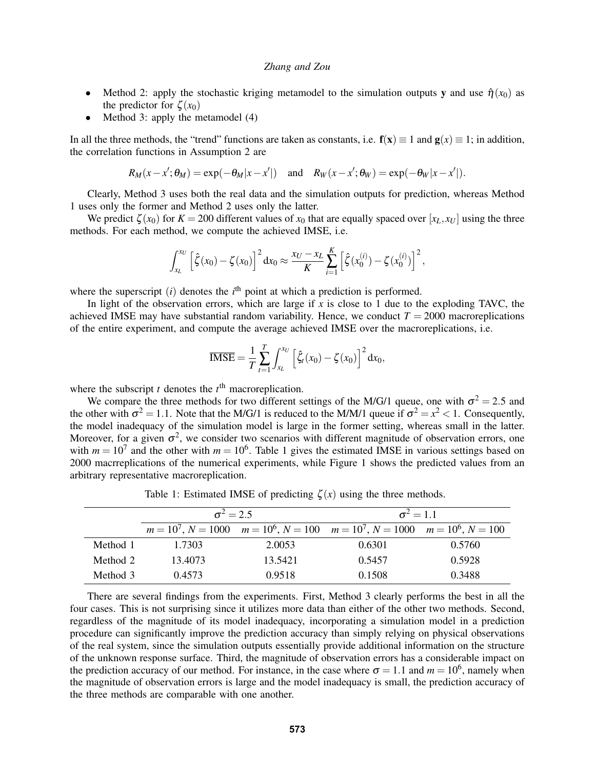- Method 2: apply the stochastic kriging metamodel to the simulation outputs $\mathbf{y}$ and use $\hat{\eta}(x_0)$ as the predictor for $\zeta(x_0)$
- Method 3: apply the metamodel (4)

In all the three methods, the "trend" functions are taken as constants, i.e. $\mathbf{f}(\mathbf{x}) \equiv 1$ and $\mathbf{g}(x) \equiv 1$; in addition, the correlation functions in Assumption 2 are

$$R_M(x-x';\theta_M) = \exp(-\theta_M|x-x'|) \quad \text{and} \quad R_W(x-x';\theta_W) = \exp(-\theta_W|x-x'|).$$

Clearly, Method 3 uses both the real data and the simulation outputs for prediction, whereas Method 1 uses only the former and Method 2 uses only the latter.

We predict $\zeta(x_0)$ for $K = 200$ different values of $x_0$ that are equally spaced over $[x_L, x_U]$ using the three methods. For each method, we compute the achieved IMSE, i.e.

$$\int_{x_L}^{x_U} \left[\hat{\zeta}(x_0) - \zeta(x_0)\right]^2 \mathrm{d}x_0 \approx \frac{x_U - x_L}{K} \sum_{i=1}^{K} \left[\hat{\zeta}(x_0^{(i)}) - \zeta(x_0^{(i)})\right]^2,$$

where the superscript $(i)$ denotes the $i^{\text{th}}$ point at which a prediction is performed.

In light of the observation errors, which are large if $x$ is close to 1 due to the exploding TAVC, the achieved IMSE may have substantial random variability. Hence, we conduct $T = 2000$ macroreplications of the entire experiment, and compute the average achieved IMSE over the macroreplications, i.e.

$$\overline{\text{IMSE}} = \frac{1}{T} \sum_{t=1}^{T} \int_{x_L}^{x_U} \left[\hat{\zeta}_t(x_0) - \zeta(x_0)\right]^2 \mathrm{d}x_0,$$

where the subscript $t$ denotes the $t^{\text{th}}$ macroreplication.

We compare the three methods for two different settings of the M/G/1 queue, one with $\sigma^2 = 2.5$ and the other with $\sigma^2 = 1.1$. Note that the M/G/1 is reduced to the M/M/1 queue if $\sigma^2 = x^2 < 1$. Consequently, the model inadequacy of the simulation model is large in the former setting, whereas small in the latter. Moreover, for a given $\sigma^2$, we consider two scenarios with different magnitude of observation errors, one with $m = 10^7$ and the other with $m = 10^6$. Table 1 gives the estimated IMSE in various settings based on 2000 macrreplications of the numerical experiments, while Figure 1 shows the predicted values from an arbitrary representative macroreplication.

Table 1: Estimated IMSE of predicting $\zeta(x)$ using the three methods.

| | $\sigma^2 = 2.5$ | | $\sigma^2 = 1.1$ | |
|---|---|---|---|---|
| | $m = 10^7$, $N = 1000$ | $m = 10^6$, $N = 100$ | $m = 10^7$, $N = 1000$ | $m = 10^6$, $N = 100$ |
| Method 1 | 1.7303 | 2.0053 | 0.6301 | 0.5760 |
| Method 2 | 13.4073 | 13.5421 | 0.5457 | 0.5928 |
| Method 3 | 0.4573 | 0.9518 | 0.1508 | 0.3488 |

There are several findings from the experiments. First, Method 3 clearly performs the best in all the four cases. This is not surprising since it utilizes more data than either of the other two methods. Second, regardless of the magnitude of its model inadequacy, incorporating a simulation model in a prediction procedure can significantly improve the prediction accuracy than simply relying on physical observations of the real system, since the simulation outputs essentially provide additional information on the structure of the unknown response surface. Third, the magnitude of observation errors has a considerable impact on the prediction accuracy of our method. For instance, in the case where $\sigma = 1.1$ and $m = 10^6$, namely when the magnitude of observation errors is large and the model inadequacy is small, the prediction accuracy of the three methods are comparable with one another.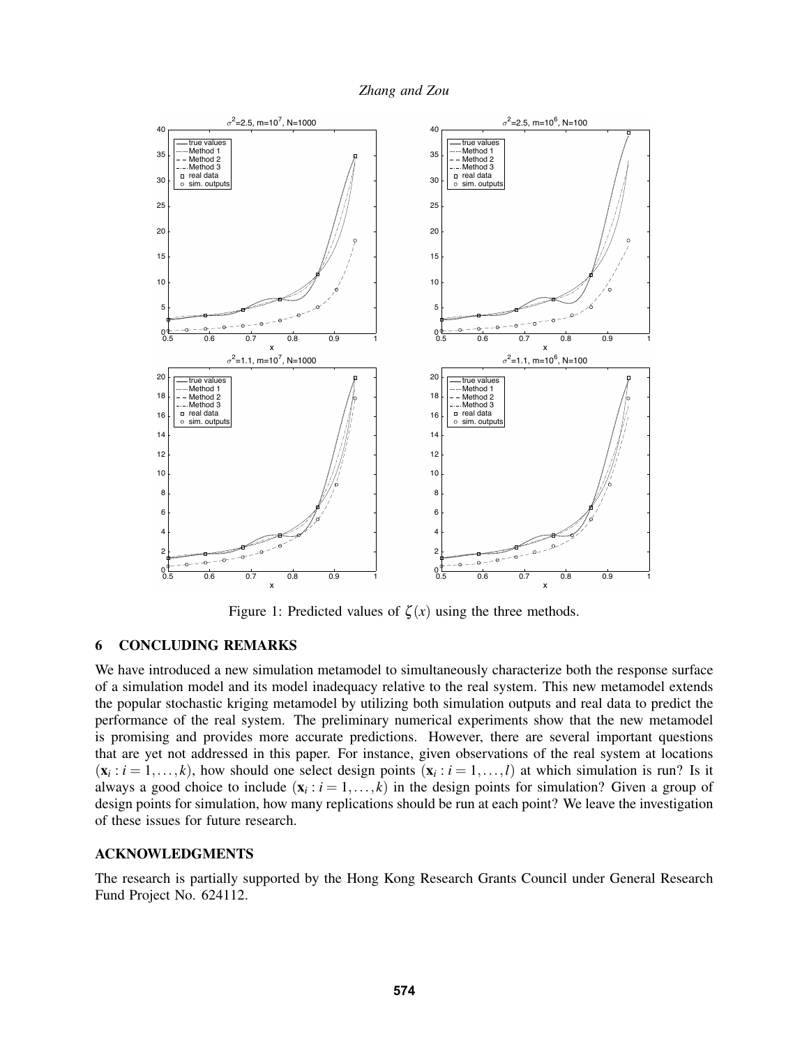Figure 1: Predicted values of $\zeta(x)$ using the three methods.

## 6 CONCLUDING REMARKS

We have introduced a new simulation metamodel to simultaneously characterize both the response surface of a simulation model and its model inadequacy relative to the real system. This new metamodel extends the popular stochastic kriging metamodel by utilizing both simulation outputs and real data to predict the performance of the real system. The preliminary numerical experiments show that the new metamodel is promising and provides more accurate predictions. However, there are several important questions that are yet not addressed in this paper. For instance, given observations of the real system at locations $(\mathbf{x}_i : i = 1, \ldots, k)$, how should one select design points $(\mathbf{x}_i : i = 1, \ldots, l)$ at which simulation is run? Is it always a good choice to include $(\mathbf{x}_i : i = 1, \ldots, k)$ in the design points for simulation? Given a group of design points for simulation, how many replications should be run at each point? We leave the investigation of these issues for future research.

## ACKNOWLEDGMENTS

The research is partially supported by the Hong Kong Research Grants Council under General Research Fund Project No. 624112.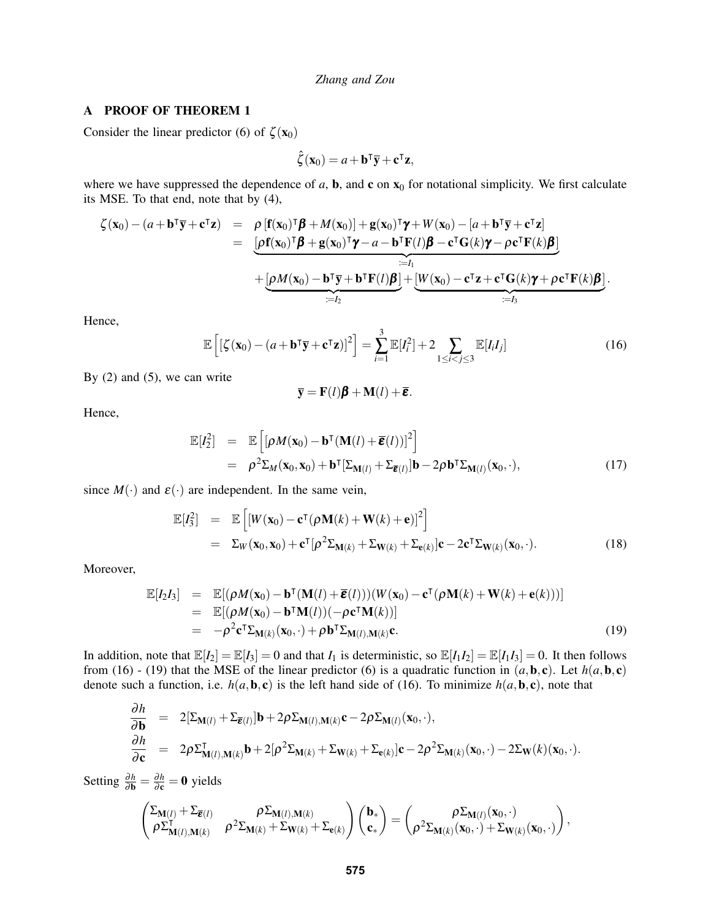## A PROOF OF THEOREM 1

Consider the linear predictor (6) of $\zeta(\mathbf{x}_0)$

$$\hat{\zeta}(\mathbf{x}_0) = a + \mathbf{b}^\intercal \bar{\mathbf{y}} + \mathbf{c}^\intercal \mathbf{z},$$

where we have suppressed the dependence of $a$, $\mathbf{b}$, and $\mathbf{c}$ on $\mathbf{x}_0$ for notational simplicity. We first calculate its MSE. To that end, note that by (4),

$$\begin{aligned}
\zeta(\mathbf{x}_0) - (a + \mathbf{b}^\intercal \bar{\mathbf{y}} + \mathbf{c}^\intercal \mathbf{z}) &= \rho\,[\mathbf{f}(\mathbf{x}_0)^\intercal \boldsymbol{\beta} + M(\mathbf{x}_0)] + \mathbf{g}(\mathbf{x}_0)^\intercal \boldsymbol{\gamma} + W(\mathbf{x}_0) - [a + \mathbf{b}^\intercal \bar{\mathbf{y}} + \mathbf{c}^\intercal \mathbf{z}] \\
&= \underbrace{[\rho \mathbf{f}(\mathbf{x}_0)^\intercal \boldsymbol{\beta} + \mathbf{g}(\mathbf{x}_0)^\intercal \boldsymbol{\gamma} - a - \mathbf{b}^\intercal \mathbf{F}(l)\boldsymbol{\beta} - \mathbf{c}^\intercal \mathbf{G}(k)\boldsymbol{\gamma} - \rho \mathbf{c}^\intercal \mathbf{F}(k)\boldsymbol{\beta}]}_{:=I_1} \\
&\quad + \underbrace{[\rho M(\mathbf{x}_0) - \mathbf{b}^\intercal \bar{\mathbf{y}} + \mathbf{b}^\intercal \mathbf{F}(l)\boldsymbol{\beta}]}_{:=I_2} + \underbrace{[W(\mathbf{x}_0) - \mathbf{c}^\intercal \mathbf{z} + \mathbf{c}^\intercal \mathbf{G}(k)\boldsymbol{\gamma} + \rho \mathbf{c}^\intercal \mathbf{F}(k)\boldsymbol{\beta}]}_{:=I_3}.
\end{aligned}$$

Hence,

$$\mathbb{E}\left[[\zeta(\mathbf{x}_0) - (a + \mathbf{b}^\intercal \bar{\mathbf{y}} + \mathbf{c}^\intercal \mathbf{z})]^2\right] = \sum_{i=1}^{3} \mathbb{E}[I_i^2] + 2 \sum_{1 \le i < j \le 3} \mathbb{E}[I_i I_j] \tag{16}$$

By (2) and (5), we can write

$$\bar{\mathbf{y}} = \mathbf{F}(l)\boldsymbol{\beta} + \mathbf{M}(l) + \bar{\boldsymbol{\varepsilon}}.$$

Hence,

$$\begin{aligned}
\mathbb{E}[I_2^2] &= \mathbb{E}\left[[\rho M(\mathbf{x}_0) - \mathbf{b}^\intercal (\mathbf{M}(l) + \bar{\boldsymbol{\varepsilon}}(l))]^2\right] \\
&= \rho^2 \Sigma_M(\mathbf{x}_0, \mathbf{x}_0) + \mathbf{b}^\intercal [\Sigma_{\mathbf{M}(l)} + \Sigma_{\bar{\boldsymbol{\varepsilon}}(l)}]\mathbf{b} - 2\rho \mathbf{b}^\intercal \Sigma_{\mathbf{M}(l)}(\mathbf{x}_0, \cdot),
\end{aligned} \tag{17}$$

since $M(\cdot)$ and $\varepsilon(\cdot)$ are independent. In the same vein,

$$\begin{aligned}
\mathbb{E}[I_3^2] &= \mathbb{E}\left[[W(\mathbf{x}_0) - \mathbf{c}^\intercal (\rho \mathbf{M}(k) + \mathbf{W}(k) + \mathbf{e})]^2\right] \\
&= \Sigma_W(\mathbf{x}_0, \mathbf{x}_0) + \mathbf{c}^\intercal [\rho^2 \Sigma_{\mathbf{M}(k)} + \Sigma_{\mathbf{W}(k)} + \Sigma_{\mathbf{e}(k)}]\mathbf{c} - 2\mathbf{c}^\intercal \Sigma_{\mathbf{W}(k)}(\mathbf{x}_0, \cdot).
\end{aligned} \tag{18}$$

Moreover,

$$\begin{aligned}
\mathbb{E}[I_2 I_3] &= \mathbb{E}[(\rho M(\mathbf{x}_0) - \mathbf{b}^\intercal (\mathbf{M}(l) + \bar{\boldsymbol{\varepsilon}}(l)))(W(\mathbf{x}_0) - \mathbf{c}^\intercal (\rho \mathbf{M}(k) + \mathbf{W}(k) + \mathbf{e}(k)))] \\
&= \mathbb{E}[(\rho M(\mathbf{x}_0) - \mathbf{b}^\intercal \mathbf{M}(l))(-\rho \mathbf{c}^\intercal \mathbf{M}(k))] \\
&= -\rho^2 \mathbf{c}^\intercal \Sigma_{\mathbf{M}(k)}(\mathbf{x}_0, \cdot) + \rho \mathbf{b}^\intercal \Sigma_{\mathbf{M}(l), \mathbf{M}(k)} \mathbf{c}.
\end{aligned} \tag{19}$$

In addition, note that $\mathbb{E}[I_2] = \mathbb{E}[I_3] = 0$ and that $I_1$ is deterministic, so $\mathbb{E}[I_1 I_2] = \mathbb{E}[I_1 I_3] = 0$. It then follows from (16) - (19) that the MSE of the linear predictor (6) is a quadratic function in $(a, \mathbf{b}, \mathbf{c})$. Let $h(a, \mathbf{b}, \mathbf{c})$ denote such a function, i.e. $h(a, \mathbf{b}, \mathbf{c})$ is the left hand side of (16). To minimize $h(a, \mathbf{b}, \mathbf{c})$, note that

$$\begin{aligned}
\frac{\partial h}{\partial \mathbf{b}} &= 2[\Sigma_{\mathbf{M}(l)} + \Sigma_{\bar{\boldsymbol{\varepsilon}}(l)}]\mathbf{b} + 2\rho \Sigma_{\mathbf{M}(l), \mathbf{M}(k)} \mathbf{c} - 2\rho \Sigma_{\mathbf{M}(l)}(\mathbf{x}_0, \cdot), \\
\frac{\partial h}{\partial \mathbf{c}} &= 2\rho \Sigma_{\mathbf{M}(l), \mathbf{M}(k)}^\intercal \mathbf{b} + 2[\rho^2 \Sigma_{\mathbf{M}(k)} + \Sigma_{\mathbf{W}(k)} + \Sigma_{\mathbf{e}(k)}]\mathbf{c} - 2\rho^2 \Sigma_{\mathbf{M}(k)}(\mathbf{x}_0, \cdot) - 2\Sigma_{\mathbf{W}}(k)(\mathbf{x}_0, \cdot).
\end{aligned}$$

Setting $\frac{\partial h}{\partial \mathbf{b}} = \frac{\partial h}{\partial \mathbf{c}} = \mathbf{0}$ yields

$$\begin{pmatrix} \Sigma_{\mathbf{M}(l)} + \Sigma_{\bar{\boldsymbol{\varepsilon}}(l)} & \rho \Sigma_{\mathbf{M}(l), \mathbf{M}(k)} \\ \rho \Sigma_{\mathbf{M}(l), \mathbf{M}(k)}^\intercal & \rho^2 \Sigma_{\mathbf{M}(k)} + \Sigma_{\mathbf{W}(k)} + \Sigma_{\mathbf{e}(k)} \end{pmatrix} \begin{pmatrix} \mathbf{b}_* \\ \mathbf{c}_* \end{pmatrix} = \begin{pmatrix} \rho \Sigma_{\mathbf{M}(l)}(\mathbf{x}_0, \cdot) \\ \rho^2 \Sigma_{\mathbf{M}(k)}(\mathbf{x}_0, \cdot) + \Sigma_{\mathbf{W}(k)}(\mathbf{x}_0, \cdot) \end{pmatrix},$$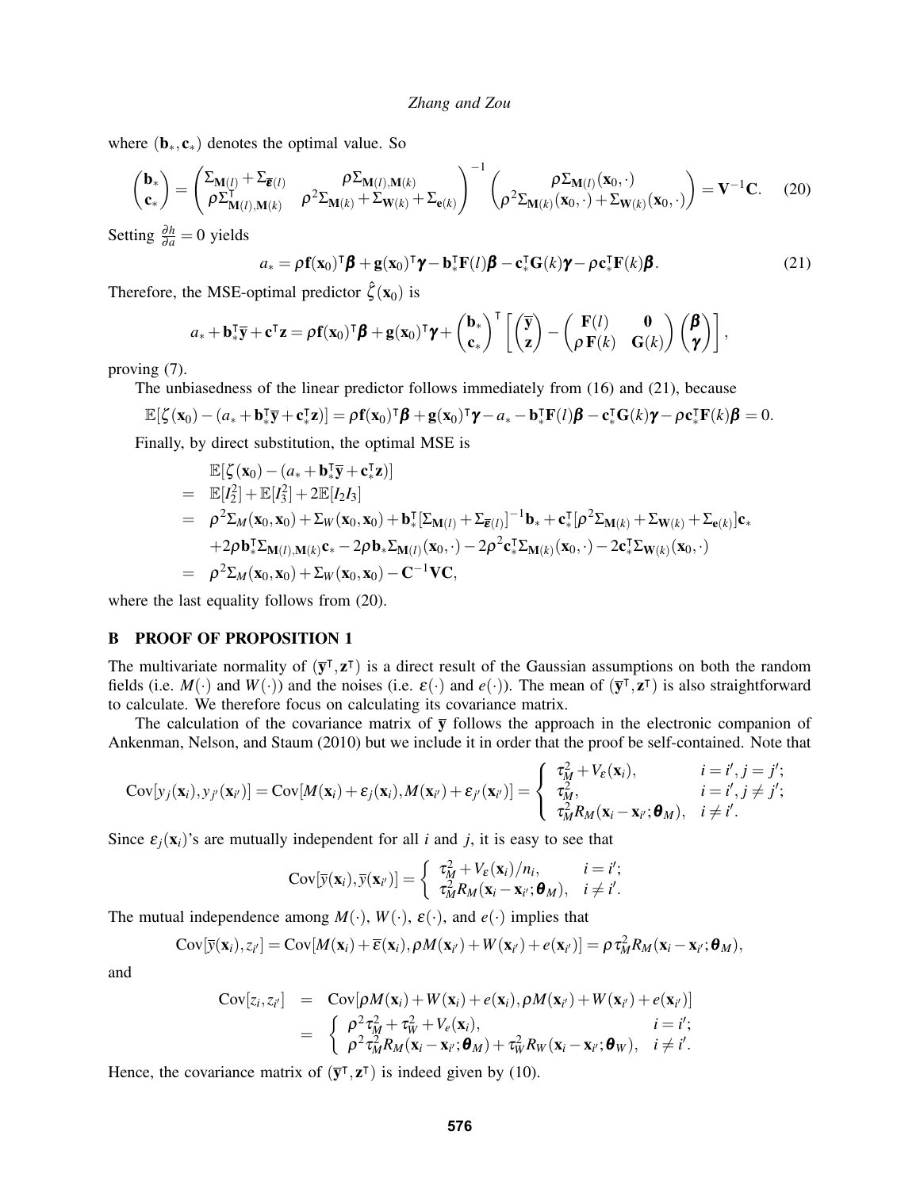where $(\mathbf{b}_*, \mathbf{c}_*)$ denotes the optimal value. So

$$\begin{pmatrix} \mathbf{b}_* \\ \mathbf{c}_* \end{pmatrix} = \begin{pmatrix} \Sigma_{\mathbf{M}(l)} + \Sigma_{\overline{\boldsymbol{\varepsilon}}(l)} & \rho \Sigma_{\mathbf{M}(l),\mathbf{M}(k)} \\ \rho \Sigma^{\intercal}_{\mathbf{M}(l),\mathbf{M}(k)} & \rho^2 \Sigma_{\mathbf{M}(k)} + \Sigma_{\mathbf{W}(k)} + \Sigma_{\mathbf{e}(k)} \end{pmatrix}^{-1} \begin{pmatrix} \rho \Sigma_{\mathbf{M}(l)}(\mathbf{x}_0, \cdot) \\ \rho^2 \Sigma_{\mathbf{M}(k)}(\mathbf{x}_0, \cdot) + \Sigma_{\mathbf{W}(k)}(\mathbf{x}_0, \cdot) \end{pmatrix} = \mathbf{V}^{-1}\mathbf{C}. \quad (20)$$

Setting $\frac{\partial h}{\partial a} = 0$ yields

$$a_* = \rho \mathbf{f}(\mathbf{x}_0)^{\intercal} \boldsymbol{\beta} + \mathbf{g}(\mathbf{x}_0)^{\intercal} \boldsymbol{\gamma} - \mathbf{b}_*^{\intercal} \mathbf{F}(l) \boldsymbol{\beta} - \mathbf{c}_*^{\intercal} \mathbf{G}(k) \boldsymbol{\gamma} - \rho \mathbf{c}_*^{\intercal} \mathbf{F}(k) \boldsymbol{\beta}. \quad (21)$$

Therefore, the MSE-optimal predictor $\hat{\zeta}(\mathbf{x}_0)$ is

$$a_* + \mathbf{b}_*^{\intercal} \overline{\mathbf{y}} + \mathbf{c}^{\intercal} \mathbf{z} = \rho \mathbf{f}(\mathbf{x}_0)^{\intercal} \boldsymbol{\beta} + \mathbf{g}(\mathbf{x}_0)^{\intercal} \boldsymbol{\gamma} + \begin{pmatrix} \mathbf{b}_* \\ \mathbf{c}_* \end{pmatrix}^{\intercal} \left[ \begin{pmatrix} \overline{\mathbf{y}} \\ \mathbf{z} \end{pmatrix} - \begin{pmatrix} \mathbf{F}(l) & \mathbf{0} \\ \rho \, \mathbf{F}(k) & \mathbf{G}(k) \end{pmatrix} \begin{pmatrix} \boldsymbol{\beta} \\ \boldsymbol{\gamma} \end{pmatrix} \right],$$

proving (7).

The unbiasedness of the linear predictor follows immediately from (16) and (21), because

$$\mathbb{E}[\zeta(\mathbf{x}_0) - (a_* + \mathbf{b}_*^{\intercal} \overline{\mathbf{y}} + \mathbf{c}_*^{\intercal} \mathbf{z})] = \rho \mathbf{f}(\mathbf{x}_0)^{\intercal} \boldsymbol{\beta} + \mathbf{g}(\mathbf{x}_0)^{\intercal} \boldsymbol{\gamma} - a_* - \mathbf{b}_*^{\intercal} \mathbf{F}(l) \boldsymbol{\beta} - \mathbf{c}_*^{\intercal} \mathbf{G}(k) \boldsymbol{\gamma} - \rho \mathbf{c}_*^{\intercal} \mathbf{F}(k) \boldsymbol{\beta} = 0.$$

Finally, by direct substitution, the optimal MSE is

$$\begin{aligned}
& \mathbb{E}[\zeta(\mathbf{x}_0) - (a_* + \mathbf{b}_*^{\intercal} \overline{\mathbf{y}} + \mathbf{c}_*^{\intercal} \mathbf{z})] \\
= \; & \mathbb{E}[I_2^2] + \mathbb{E}[I_3^2] + 2\mathbb{E}[I_2 I_3] \\
= \; & \rho^2 \Sigma_M(\mathbf{x}_0, \mathbf{x}_0) + \Sigma_W(\mathbf{x}_0, \mathbf{x}_0) + \mathbf{b}_*^{\intercal} [\Sigma_{\mathbf{M}(l)} + \Sigma_{\overline{\boldsymbol{\varepsilon}}(l)}]^{-1} \mathbf{b}_* + \mathbf{c}_*^{\intercal} [\rho^2 \Sigma_{\mathbf{M}(k)} + \Sigma_{\mathbf{W}(k)} + \Sigma_{\mathbf{e}(k)}] \mathbf{c}_* \\
& + 2\rho \mathbf{b}_*^{\intercal} \Sigma_{\mathbf{M}(l),\mathbf{M}(k)} \mathbf{c}_* - 2\rho \mathbf{b}_* \Sigma_{\mathbf{M}(l)}(\mathbf{x}_0, \cdot) - 2\rho^2 \mathbf{c}_*^{\intercal} \Sigma_{\mathbf{M}(k)}(\mathbf{x}_0, \cdot) - 2\mathbf{c}_*^{\intercal} \Sigma_{\mathbf{W}(k)}(\mathbf{x}_0, \cdot) \\
= \; & \rho^2 \Sigma_M(\mathbf{x}_0, \mathbf{x}_0) + \Sigma_W(\mathbf{x}_0, \mathbf{x}_0) - \mathbf{C}^{-1} \mathbf{V} \mathbf{C},
\end{aligned}$$

where the last equality follows from (20).

## B PROOF OF PROPOSITION 1

The multivariate normality of $(\overline{\mathbf{y}}^{\intercal}, \mathbf{z}^{\intercal})$ is a direct result of the Gaussian assumptions on both the random fields (i.e. $M(\cdot)$ and $W(\cdot)$) and the noises (i.e. $\varepsilon(\cdot)$ and $e(\cdot)$). The mean of $(\overline{\mathbf{y}}^{\intercal}, \mathbf{z}^{\intercal})$ is also straightforward to calculate. We therefore focus on calculating its covariance matrix.

The calculation of the covariance matrix of $\overline{\mathbf{y}}$ follows the approach in the electronic companion of Ankenman, Nelson, and Staum (2010) but we include it in order that the proof be self-contained. Note that

$$\mathrm{Cov}[y_j(\mathbf{x}_i), y_{j'}(\mathbf{x}_{i'})] = \mathrm{Cov}[M(\mathbf{x}_i) + \varepsilon_j(\mathbf{x}_i), M(\mathbf{x}_{i'}) + \varepsilon_{j'}(\mathbf{x}_{i'})] = \begin{cases} \tau_M^2 + V_\varepsilon(\mathbf{x}_i), & i = i', j = j'; \\ \tau_M^2, & i = i', j \neq j'; \\ \tau_M^2 R_M(\mathbf{x}_i - \mathbf{x}_{i'}; \boldsymbol{\theta}_M), & i \neq i'. \end{cases}$$

Since $\varepsilon_j(\mathbf{x}_i)$'s are mutually independent for all $i$ and $j$, it is easy to see that

$$\mathrm{Cov}[\overline{y}(\mathbf{x}_i), \overline{y}(\mathbf{x}_{i'})] = \begin{cases} \tau_M^2 + V_\varepsilon(\mathbf{x}_i)/n_i, & i = i'; \\ \tau_M^2 R_M(\mathbf{x}_i - \mathbf{x}_{i'}; \boldsymbol{\theta}_M), & i \neq i'. \end{cases}$$

The mutual independence among $M(\cdot)$, $W(\cdot)$, $\varepsilon(\cdot)$, and $e(\cdot)$ implies that

$$\mathrm{Cov}[\overline{y}(\mathbf{x}_i), z_{i'}] = \mathrm{Cov}[M(\mathbf{x}_i) + \overline{\varepsilon}(\mathbf{x}_i), \rho M(\mathbf{x}_{i'}) + W(\mathbf{x}_{i'}) + e(\mathbf{x}_{i'})] = \rho \tau_M^2 R_M(\mathbf{x}_i - \mathbf{x}_{i'}; \boldsymbol{\theta}_M),$$

and

$$\begin{aligned}
\mathrm{Cov}[z_i, z_{i'}] &= \mathrm{Cov}[\rho M(\mathbf{x}_i) + W(\mathbf{x}_i) + e(\mathbf{x}_i), \rho M(\mathbf{x}_{i'}) + W(\mathbf{x}_{i'}) + e(\mathbf{x}_{i'})] \\
&= \begin{cases} \rho^2 \tau_M^2 + \tau_W^2 + V_e(\mathbf{x}_i), & i = i'; \\ \rho^2 \tau_M^2 R_M(\mathbf{x}_i - \mathbf{x}_{i'}; \boldsymbol{\theta}_M) + \tau_W^2 R_W(\mathbf{x}_i - \mathbf{x}_{i'}; \boldsymbol{\theta}_W), & i \neq i'. \end{cases}
\end{aligned}$$

Hence, the covariance matrix of $(\overline{\mathbf{y}}^{\intercal}, \mathbf{z}^{\intercal})$ is indeed given by (10).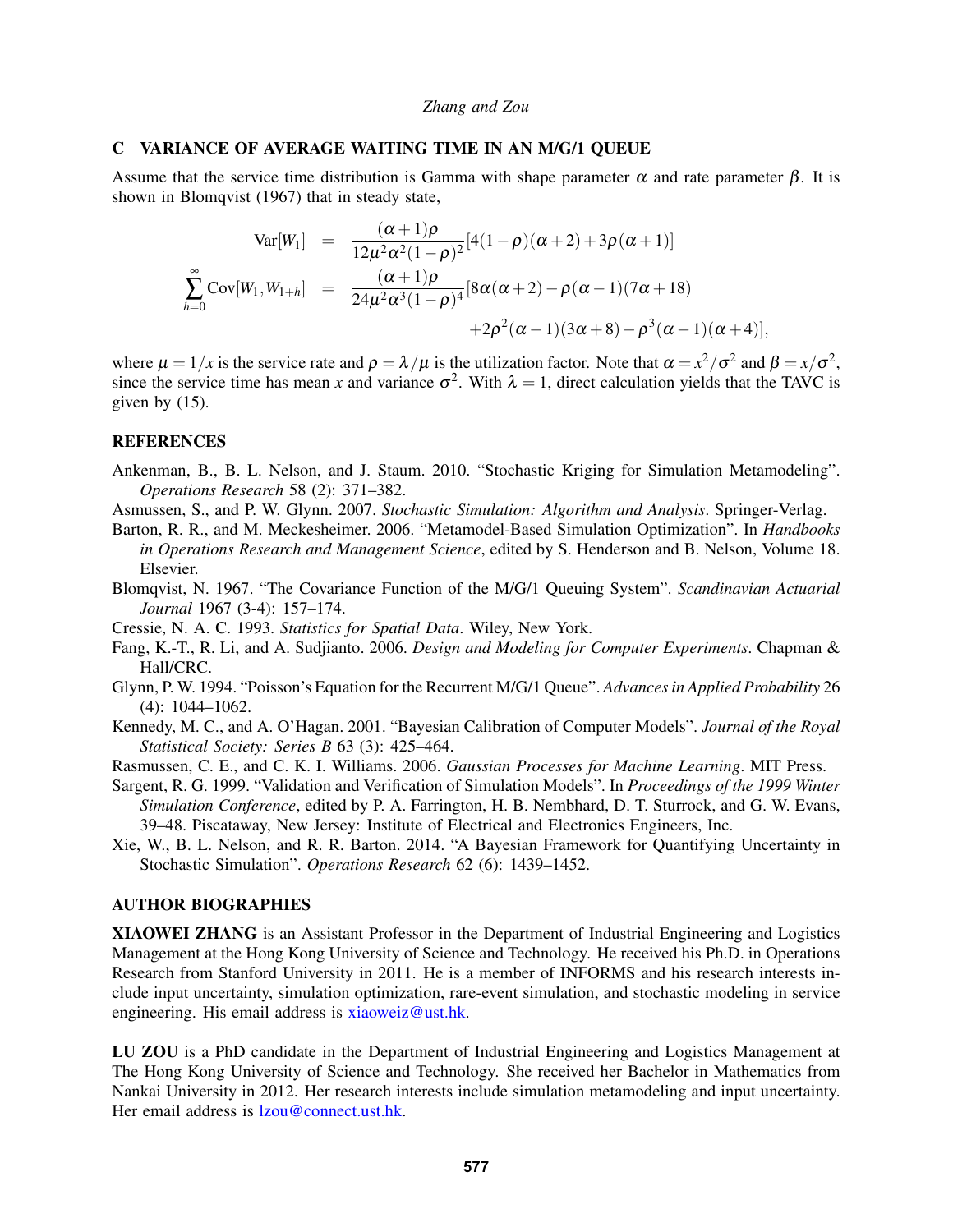## C VARIANCE OF AVERAGE WAITING TIME IN AN M/G/1 QUEUE

Assume that the service time distribution is Gamma with shape parameter $\alpha$ and rate parameter $\beta$. It is shown in Blomqvist (1967) that in steady state,

$$
\begin{aligned}
\mathrm{Var}[W_1] &= \frac{(\alpha+1)\rho}{12\mu^2\alpha^2(1-\rho)^2}[4(1-\rho)(\alpha+2)+3\rho(\alpha+1)] \\
\sum_{h=0}^{\infty}\mathrm{Cov}[W_1,W_{1+h}] &= \frac{(\alpha+1)\rho}{24\mu^2\alpha^3(1-\rho)^4}[8\alpha(\alpha+2)-\rho(\alpha-1)(7\alpha+18) \\
&\qquad +2\rho^2(\alpha-1)(3\alpha+8)-\rho^3(\alpha-1)(\alpha+4)],
\end{aligned}
$$

where $\mu = 1/x$ is the service rate and $\rho = \lambda/\mu$ is the utilization factor. Note that $\alpha = x^2/\sigma^2$ and $\beta = x/\sigma^2$, since the service time has mean $x$ and variance $\sigma^2$. With $\lambda = 1$, direct calculation yields that the TAVC is given by (15).

## REFERENCES

Ankenman, B., B. L. Nelson, and J. Staum. 2010. "Stochastic Kriging for Simulation Metamodeling". *Operations Research* 58 (2): 371–382.

Asmussen, S., and P. W. Glynn. 2007. *Stochastic Simulation: Algorithm and Analysis*. Springer-Verlag.

Barton, R. R., and M. Meckesheimer. 2006. "Metamodel-Based Simulation Optimization". In *Handbooks in Operations Research and Management Science*, edited by S. Henderson and B. Nelson, Volume 18. Elsevier.

Blomqvist, N. 1967. "The Covariance Function of the M/G/1 Queuing System". *Scandinavian Actuarial Journal* 1967 (3-4): 157–174.

Cressie, N. A. C. 1993. *Statistics for Spatial Data*. Wiley, New York.

Fang, K.-T., R. Li, and A. Sudjianto. 2006. *Design and Modeling for Computer Experiments*. Chapman & Hall/CRC.

Glynn, P. W. 1994. "Poisson's Equation for the Recurrent M/G/1 Queue". *Advances in Applied Probability* 26 (4): 1044–1062.

Kennedy, M. C., and A. O'Hagan. 2001. "Bayesian Calibration of Computer Models". *Journal of the Royal Statistical Society: Series B* 63 (3): 425–464.

Rasmussen, C. E., and C. K. I. Williams. 2006. *Gaussian Processes for Machine Learning*. MIT Press.

Sargent, R. G. 1999. "Validation and Verification of Simulation Models". In *Proceedings of the 1999 Winter Simulation Conference*, edited by P. A. Farrington, H. B. Nembhard, D. T. Sturrock, and G. W. Evans, 39–48. Piscataway, New Jersey: Institute of Electrical and Electronics Engineers, Inc.

Xie, W., B. L. Nelson, and R. R. Barton. 2014. "A Bayesian Framework for Quantifying Uncertainty in Stochastic Simulation". *Operations Research* 62 (6): 1439–1452.

## AUTHOR BIOGRAPHIES

**XIAOWEI ZHANG** is an Assistant Professor in the Department of Industrial Engineering and Logistics Management at the Hong Kong University of Science and Technology. He received his Ph.D. in Operations Research from Stanford University in 2011. He is a member of INFORMS and his research interests include input uncertainty, simulation optimization, rare-event simulation, and stochastic modeling in service engineering. His email address is xiaoweiz@ust.hk.

**LU ZOU** is a PhD candidate in the Department of Industrial Engineering and Logistics Management at The Hong Kong University of Science and Technology. She received her Bachelor in Mathematics from Nankai University in 2012. Her research interests include simulation metamodeling and input uncertainty. Her email address is lzou@connect.ust.hk.